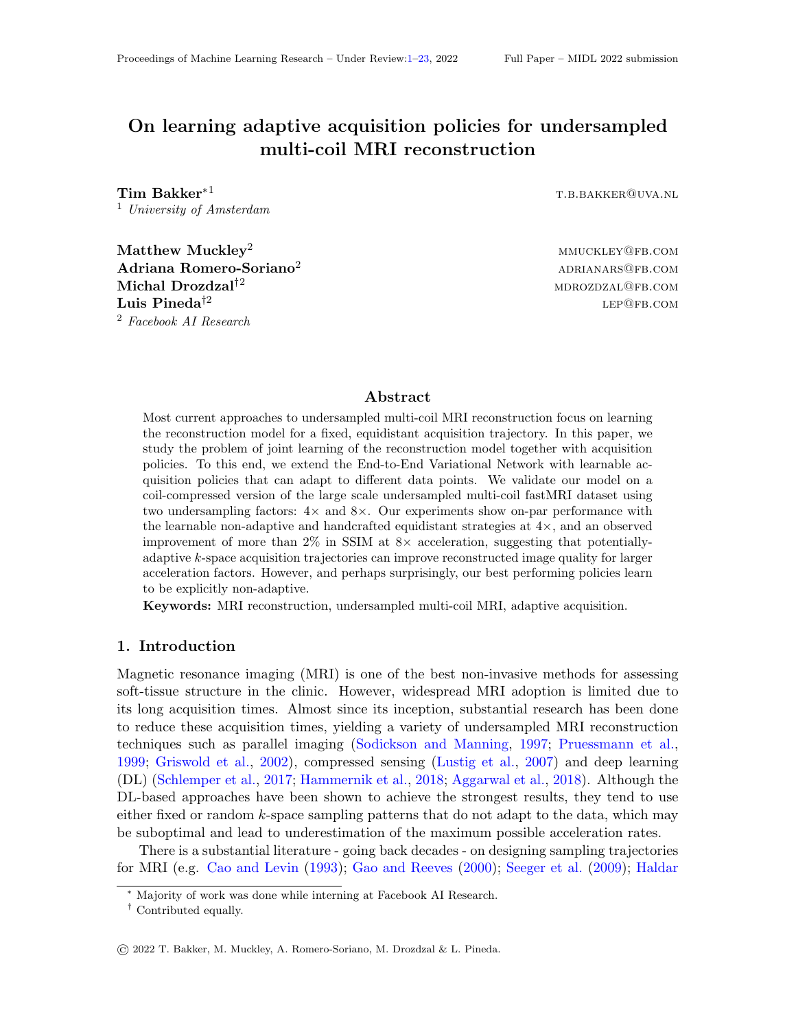# On learning adaptive acquisition policies for undersampled multi-coil MRI reconstruction

**Tim Bakker**[*1] T.B.BAKKER@UVA.NL
[1] *University of Amsterdam*

**Matthew Muckley**[2] MMUCKLEY@FB.COM
**Adriana Romero-Soriano**[2] ADRIANARS@FB.COM
**Michal Drozdzal**[†2] MDROZDZAL@FB.COM
**Luis Pineda**[†2] LEP@FB.COM
[2] *Facebook AI Research*

## Abstract

Most current approaches to undersampled multi-coil MRI reconstruction focus on learning the reconstruction model for a fixed, equidistant acquisition trajectory. In this paper, we study the problem of joint learning of the reconstruction model together with acquisition policies. To this end, we extend the End-to-End Variational Network with learnable acquisition policies that can adapt to different data points. We validate our model on a coil-compressed version of the large scale undersampled multi-coil fastMRI dataset using two undersampling factors: $4\times$ and $8\times$. Our experiments show on-par performance with the learnable non-adaptive and handcrafted equidistant strategies at $4\times$, and an observed improvement of more than 2% in SSIM at $8\times$ acceleration, suggesting that potentially-adaptive $k$-space acquisition trajectories can improve reconstructed image quality for larger acceleration factors. However, and perhaps surprisingly, our best performing policies learn to be explicitly non-adaptive.

**Keywords:** MRI reconstruction, undersampled multi-coil MRI, adaptive acquisition.

## 1. Introduction

Magnetic resonance imaging (MRI) is one of the best non-invasive methods for assessing soft-tissue structure in the clinic. However, widespread MRI adoption is limited due to its long acquisition times. Almost since its inception, substantial research has been done to reduce these acquisition times, yielding a variety of undersampled MRI reconstruction techniques such as parallel imaging (Sodickson and Manning, 1997; Pruessmann et al., 1999; Griswold et al., 2002), compressed sensing (Lustig et al., 2007) and deep learning (DL) (Schlemper et al., 2017; Hammernik et al., 2018; Aggarwal et al., 2018). Although the DL-based approaches have been shown to achieve the strongest results, they tend to use either fixed or random $k$-space sampling patterns that do not adapt to the data, which may be suboptimal and lead to underestimation of the maximum possible acceleration rates.

There is a substantial literature - going back decades - on designing sampling trajectories for MRI (e.g. Cao and Levin (1993); Gao and Reeves (2000); Seeger et al. (2009); Haldar

[*] Majority of work was done while interning at Facebook AI Research.
[†] Contributed equally.

© 2022 T. Bakker, M. Muckley, A. Romero-Soriano, M. Drozdzal & L. Pineda.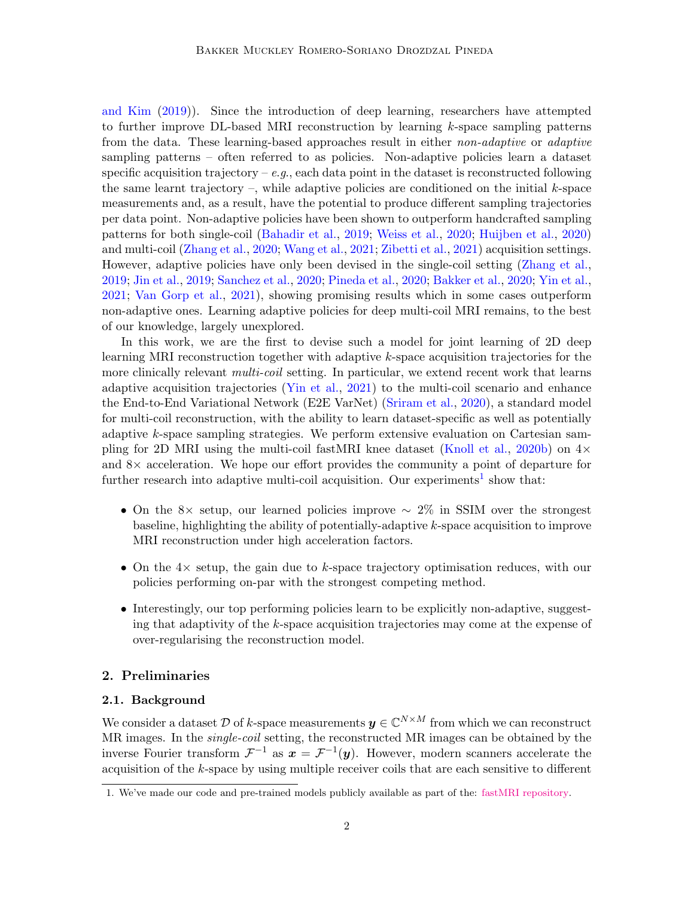and Kim (2019)). Since the introduction of deep learning, researchers have attempted to further improve DL-based MRI reconstruction by learning $k$-space sampling patterns from the data. These learning-based approaches result in either *non-adaptive* or *adaptive* sampling patterns – often referred to as policies. Non-adaptive policies learn a dataset specific acquisition trajectory – *e.g.*, each data point in the dataset is reconstructed following the same learnt trajectory –, while adaptive policies are conditioned on the initial $k$-space measurements and, as a result, have the potential to produce different sampling trajectories per data point. Non-adaptive policies have been shown to outperform handcrafted sampling patterns for both single-coil (Bahadir et al., 2019; Weiss et al., 2020; Huijben et al., 2020) and multi-coil (Zhang et al., 2020; Wang et al., 2021; Zibetti et al., 2021) acquisition settings. However, adaptive policies have only been devised in the single-coil setting (Zhang et al., 2019; Jin et al., 2019; Sanchez et al., 2020; Pineda et al., 2020; Bakker et al., 2020; Yin et al., 2021; Van Gorp et al., 2021), showing promising results which in some cases outperform non-adaptive ones. Learning adaptive policies for deep multi-coil MRI remains, to the best of our knowledge, largely unexplored.

In this work, we are the first to devise such a model for joint learning of 2D deep learning MRI reconstruction together with adaptive $k$-space acquisition trajectories for the more clinically relevant *multi-coil* setting. In particular, we extend recent work that learns adaptive acquisition trajectories (Yin et al., 2021) to the multi-coil scenario and enhance the End-to-End Variational Network (E2E VarNet) (Sriram et al., 2020), a standard model for multi-coil reconstruction, with the ability to learn dataset-specific as well as potentially adaptive $k$-space sampling strategies. We perform extensive evaluation on Cartesian sampling for 2D MRI using the multi-coil fastMRI knee dataset (Knoll et al., 2020b) on $4\times$ and $8\times$ acceleration. We hope our effort provides the community a point of departure for further research into adaptive multi-coil acquisition. Our experiments[1] show that:

- On the $8\times$ setup, our learned policies improve $\sim 2\%$ in SSIM over the strongest baseline, highlighting the ability of potentially-adaptive $k$-space acquisition to improve MRI reconstruction under high acceleration factors.
- On the $4\times$ setup, the gain due to $k$-space trajectory optimisation reduces, with our policies performing on-par with the strongest competing method.
- Interestingly, our top performing policies learn to be explicitly non-adaptive, suggesting that adaptivity of the $k$-space acquisition trajectories may come at the expense of over-regularising the reconstruction model.

## 2. Preliminaries

### 2.1. Background

We consider a dataset $\mathcal{D}$ of $k$-space measurements $\boldsymbol{y} \in \mathbb{C}^{N \times M}$ from which we can reconstruct MR images. In the *single-coil* setting, the reconstructed MR images can be obtained by the inverse Fourier transform $\mathcal{F}^{-1}$ as $\boldsymbol{x} = \mathcal{F}^{-1}(\boldsymbol{y})$. However, modern scanners accelerate the acquisition of the $k$-space by using multiple receiver coils that are each sensitive to different

1. We've made our code and pre-trained models publicly available as part of the: fastMRI repository.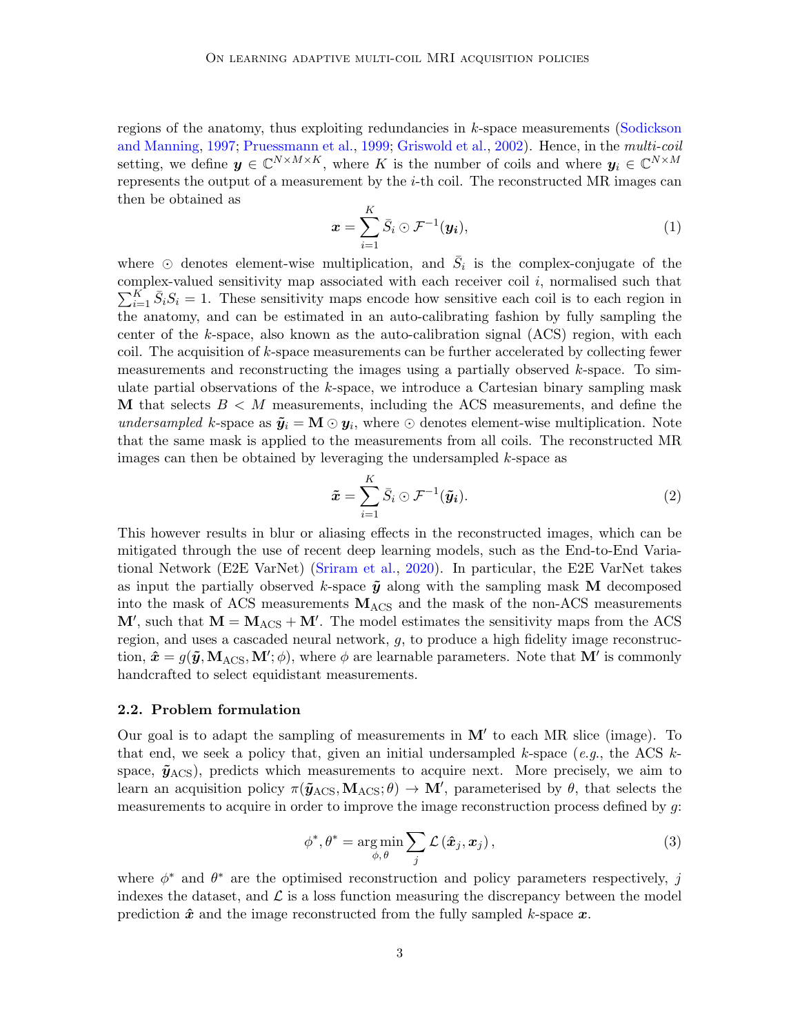regions of the anatomy, thus exploiting redundancies in $k$-space measurements (Sodickson and Manning, 1997; Pruessmann et al., 1999; Griswold et al., 2002). Hence, in the *multi-coil* setting, we define $\boldsymbol{y} \in \mathbb{C}^{N \times M \times K}$, where $K$ is the number of coils and where $\boldsymbol{y}_i \in \mathbb{C}^{N \times M}$ represents the output of a measurement by the $i$-th coil. The reconstructed MR images can then be obtained as

$$\boldsymbol{x} = \sum_{i=1}^{K} \bar{S}_i \odot \mathcal{F}^{-1}(\boldsymbol{y_i}), \tag{1}$$

where $\odot$ denotes element-wise multiplication, and $\bar{S}_i$ is the complex-conjugate of the complex-valued sensitivity map associated with each receiver coil $i$, normalised such that $\sum_{i=1}^{K} \bar{S}_i S_i = 1$. These sensitivity maps encode how sensitive each coil is to each region in the anatomy, and can be estimated in an auto-calibrating fashion by fully sampling the center of the $k$-space, also known as the auto-calibration signal (ACS) region, with each coil. The acquisition of $k$-space measurements can be further accelerated by collecting fewer measurements and reconstructing the images using a partially observed $k$-space. To simulate partial observations of the $k$-space, we introduce a Cartesian binary sampling mask $\mathbf{M}$ that selects $B < M$ measurements, including the ACS measurements, and define the *undersampled* $k$-space as $\tilde{\boldsymbol{y}}_i = \mathbf{M} \odot \boldsymbol{y}_i$, where $\odot$ denotes element-wise multiplication. Note that the same mask is applied to the measurements from all coils. The reconstructed MR images can then be obtained by leveraging the undersampled $k$-space as

$$\tilde{\boldsymbol{x}} = \sum_{i=1}^{K} \bar{S}_i \odot \mathcal{F}^{-1}(\tilde{\boldsymbol{y}}_{\boldsymbol{i}}). \tag{2}$$

This however results in blur or aliasing effects in the reconstructed images, which can be mitigated through the use of recent deep learning models, such as the End-to-End Variational Network (E2E VarNet) (Sriram et al., 2020). In particular, the E2E VarNet takes as input the partially observed $k$-space $\tilde{\boldsymbol{y}}$ along with the sampling mask $\mathbf{M}$ decomposed into the mask of ACS measurements $\mathbf{M}_{\text{ACS}}$ and the mask of the non-ACS measurements $\mathbf{M}'$, such that $\mathbf{M} = \mathbf{M}_{\text{ACS}} + \mathbf{M}'$. The model estimates the sensitivity maps from the ACS region, and uses a cascaded neural network, $g$, to produce a high fidelity image reconstruction, $\hat{\boldsymbol{x}} = g(\tilde{\boldsymbol{y}}, \mathbf{M}_{\text{ACS}}, \mathbf{M}'; \phi)$, where $\phi$ are learnable parameters. Note that $\mathbf{M}'$ is commonly handcrafted to select equidistant measurements.

### 2.2. Problem formulation

Our goal is to adapt the sampling of measurements in $\mathbf{M}'$ to each MR slice (image). To that end, we seek a policy that, given an initial undersampled $k$-space (*e.g.*, the ACS $k$-space, $\tilde{\boldsymbol{y}}_{\text{ACS}}$), predicts which measurements to acquire next. More precisely, we aim to learn an acquisition policy $\pi(\tilde{\boldsymbol{y}}_{\text{ACS}}, \mathbf{M}_{\text{ACS}}; \theta) \to \mathbf{M}'$, parameterised by $\theta$, that selects the measurements to acquire in order to improve the image reconstruction process defined by $g$:

$$\phi^*, \theta^* = \underset{\phi, \theta}{\arg\min} \sum_j \mathcal{L}\left(\hat{\boldsymbol{x}}_j, \boldsymbol{x}_j\right), \tag{3}$$

where $\phi^*$ and $\theta^*$ are the optimised reconstruction and policy parameters respectively, $j$ indexes the dataset, and $\mathcal{L}$ is a loss function measuring the discrepancy between the model prediction $\hat{\boldsymbol{x}}$ and the image reconstructed from the fully sampled $k$-space $\boldsymbol{x}$.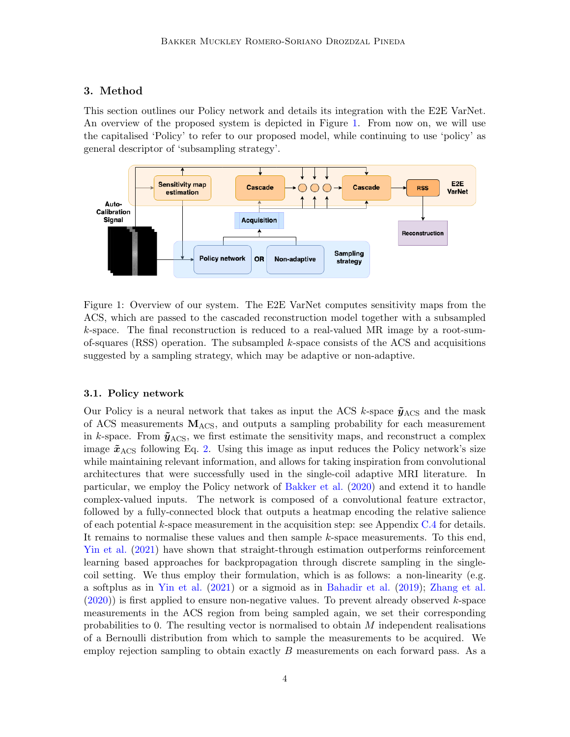## 3. Method

This section outlines our Policy network and details its integration with the E2E VarNet. An overview of the proposed system is depicted in Figure 1. From now on, we will use the capitalised 'Policy' to refer to our proposed model, while continuing to use 'policy' as general descriptor of 'subsampling strategy'.

Figure 1: Overview of our system. The E2E VarNet computes sensitivity maps from the ACS, which are passed to the cascaded reconstruction model together with a subsampled $k$-space. The final reconstruction is reduced to a real-valued MR image by a root-sum-of-squares (RSS) operation. The subsampled $k$-space consists of the ACS and acquisitions suggested by a sampling strategy, which may be adaptive or non-adaptive.

### 3.1. Policy network

Our Policy is a neural network that takes as input the ACS $k$-space $\tilde{\boldsymbol{y}}_{\text{ACS}}$ and the mask of ACS measurements $\mathbf{M}_{\text{ACS}}$, and outputs a sampling probability for each measurement in $k$-space. From $\tilde{\boldsymbol{y}}_{\text{ACS}}$, we first estimate the sensitivity maps, and reconstruct a complex image $\tilde{\boldsymbol{x}}_{\text{ACS}}$ following Eq. 2. Using this image as input reduces the Policy network's size while maintaining relevant information, and allows for taking inspiration from convolutional architectures that were successfully used in the single-coil adaptive MRI literature. In particular, we employ the Policy network of Bakker et al. (2020) and extend it to handle complex-valued inputs. The network is composed of a convolutional feature extractor, followed by a fully-connected block that outputs a heatmap encoding the relative salience of each potential $k$-space measurement in the acquisition step: see Appendix C.4 for details. It remains to normalise these values and then sample $k$-space measurements. To this end, Yin et al. (2021) have shown that straight-through estimation outperforms reinforcement learning based approaches for backpropagation through discrete sampling in the single-coil setting. We thus employ their formulation, which is as follows: a non-linearity (e.g. a softplus as in Yin et al. (2021) or a sigmoid as in Bahadir et al. (2019); Zhang et al. (2020)) is first applied to ensure non-negative values. To prevent already observed $k$-space measurements in the ACS region from being sampled again, we set their corresponding probabilities to 0. The resulting vector is normalised to obtain $M$ independent realisations of a Bernoulli distribution from which to sample the measurements to be acquired. We employ rejection sampling to obtain exactly $B$ measurements on each forward pass. As a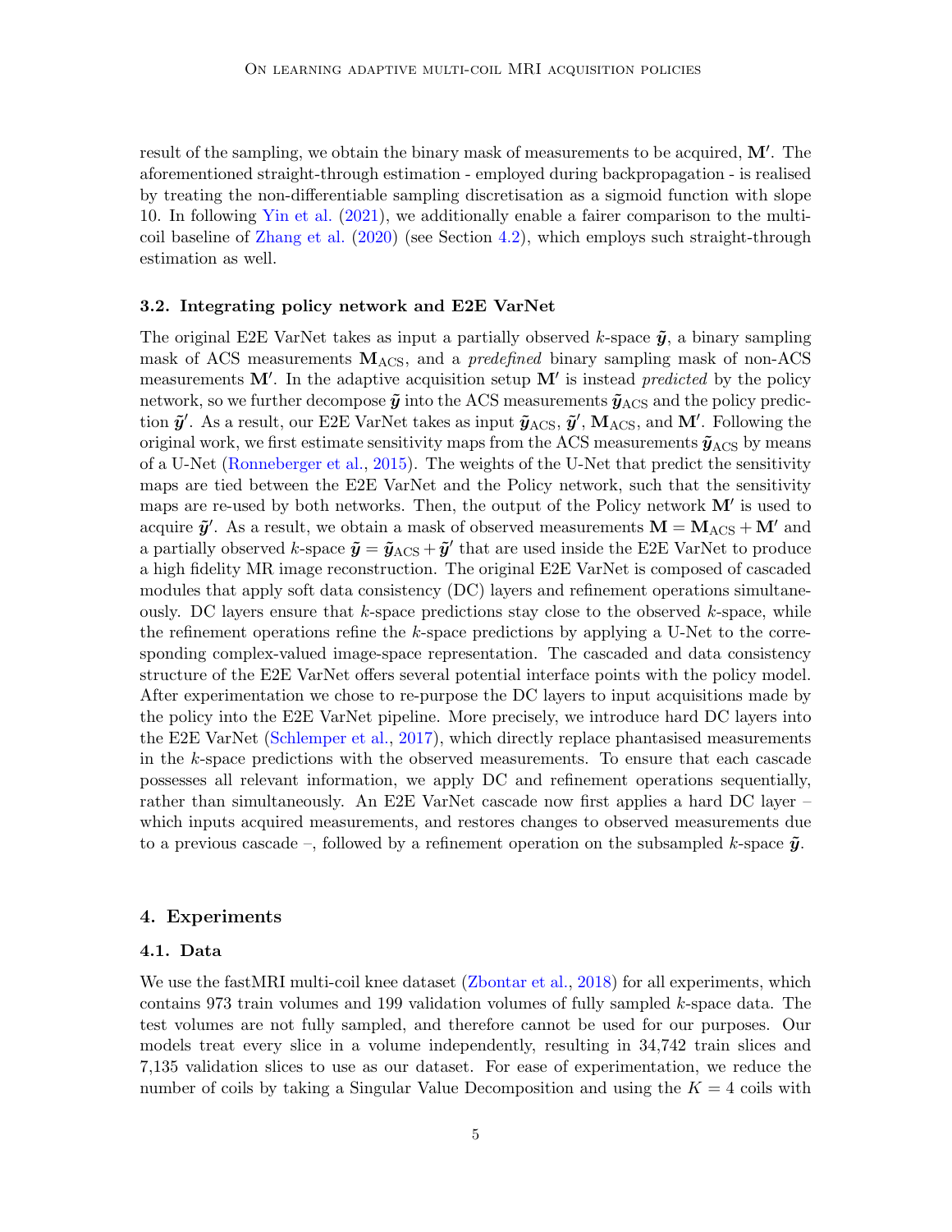result of the sampling, we obtain the binary mask of measurements to be acquired, $\mathbf{M}'$. The aforementioned straight-through estimation - employed during backpropagation - is realised by treating the non-differentiable sampling discretisation as a sigmoid function with slope 10. In following Yin et al. (2021), we additionally enable a fairer comparison to the multi-coil baseline of Zhang et al. (2020) (see Section 4.2), which employs such straight-through estimation as well.

### 3.2. Integrating policy network and E2E VarNet

The original E2E VarNet takes as input a partially observed $k$-space $\tilde{\boldsymbol{y}}$, a binary sampling mask of ACS measurements $\mathbf{M}_{\text{ACS}}$, and a *predefined* binary sampling mask of non-ACS measurements $\mathbf{M}'$. In the adaptive acquisition setup $\mathbf{M}'$ is instead *predicted* by the policy network, so we further decompose $\tilde{\boldsymbol{y}}$ into the ACS measurements $\tilde{\boldsymbol{y}}_{\text{ACS}}$ and the policy prediction $\tilde{\boldsymbol{y}}'$. As a result, our E2E VarNet takes as input $\tilde{\boldsymbol{y}}_{\text{ACS}}$, $\tilde{\boldsymbol{y}}'$, $\mathbf{M}_{\text{ACS}}$, and $\mathbf{M}'$. Following the original work, we first estimate sensitivity maps from the ACS measurements $\tilde{\boldsymbol{y}}_{\text{ACS}}$ by means of a U-Net (Ronneberger et al., 2015). The weights of the U-Net that predict the sensitivity maps are tied between the E2E VarNet and the Policy network, such that the sensitivity maps are re-used by both networks. Then, the output of the Policy network $\mathbf{M}'$ is used to acquire $\tilde{\boldsymbol{y}}'$. As a result, we obtain a mask of observed measurements $\mathbf{M} = \mathbf{M}_{\text{ACS}} + \mathbf{M}'$ and a partially observed $k$-space $\tilde{\boldsymbol{y}} = \tilde{\boldsymbol{y}}_{\text{ACS}} + \tilde{\boldsymbol{y}}'$ that are used inside the E2E VarNet to produce a high fidelity MR image reconstruction. The original E2E VarNet is composed of cascaded modules that apply soft data consistency (DC) layers and refinement operations simultaneously. DC layers ensure that $k$-space predictions stay close to the observed $k$-space, while the refinement operations refine the $k$-space predictions by applying a U-Net to the corresponding complex-valued image-space representation. The cascaded and data consistency structure of the E2E VarNet offers several potential interface points with the policy model. After experimentation we chose to re-purpose the DC layers to input acquisitions made by the policy into the E2E VarNet pipeline. More precisely, we introduce hard DC layers into the E2E VarNet (Schlemper et al., 2017), which directly replace phantasised measurements in the $k$-space predictions with the observed measurements. To ensure that each cascade possesses all relevant information, we apply DC and refinement operations sequentially, rather than simultaneously. An E2E VarNet cascade now first applies a hard DC layer – which inputs acquired measurements, and restores changes to observed measurements due to a previous cascade –, followed by a refinement operation on the subsampled $k$-space $\tilde{\boldsymbol{y}}$.

## 4. Experiments

### 4.1. Data

We use the fastMRI multi-coil knee dataset (Zbontar et al., 2018) for all experiments, which contains 973 train volumes and 199 validation volumes of fully sampled $k$-space data. The test volumes are not fully sampled, and therefore cannot be used for our purposes. Our models treat every slice in a volume independently, resulting in 34,742 train slices and 7,135 validation slices to use as our dataset. For ease of experimentation, we reduce the number of coils by taking a Singular Value Decomposition and using the $K = 4$ coils with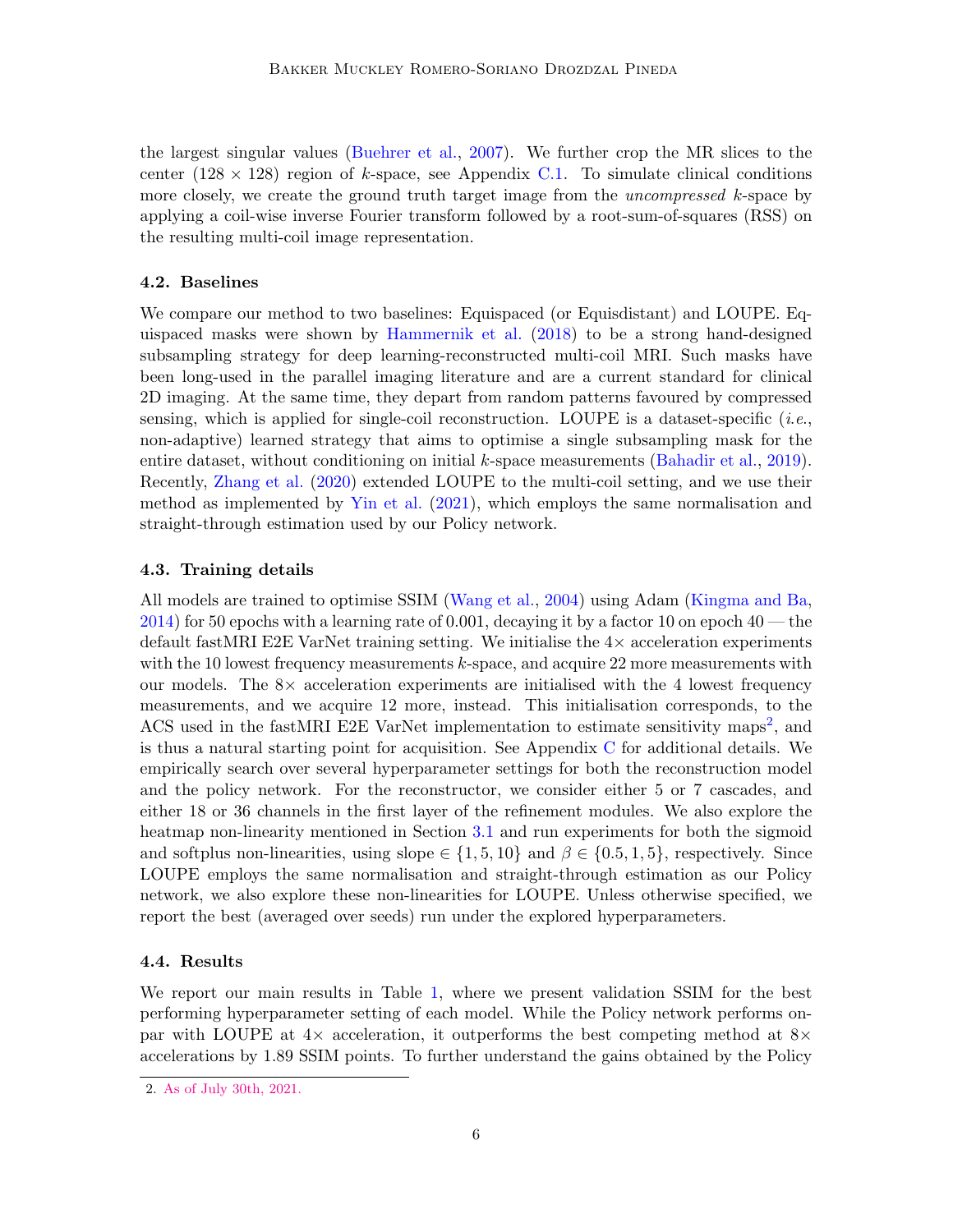the largest singular values (Buehrer et al., 2007). We further crop the MR slices to the center ($128 \times 128$) region of $k$-space, see Appendix C.1. To simulate clinical conditions more closely, we create the ground truth target image from the *uncompressed* $k$-space by applying a coil-wise inverse Fourier transform followed by a root-sum-of-squares (RSS) on the resulting multi-coil image representation.

### 4.2. Baselines

We compare our method to two baselines: Equispaced (or Equisdistant) and LOUPE. Equispaced masks were shown by Hammernik et al. (2018) to be a strong hand-designed subsampling strategy for deep learning-reconstructed multi-coil MRI. Such masks have been long-used in the parallel imaging literature and are a current standard for clinical 2D imaging. At the same time, they depart from random patterns favoured by compressed sensing, which is applied for single-coil reconstruction. LOUPE is a dataset-specific (*i.e.*, non-adaptive) learned strategy that aims to optimise a single subsampling mask for the entire dataset, without conditioning on initial $k$-space measurements (Bahadir et al., 2019). Recently, Zhang et al. (2020) extended LOUPE to the multi-coil setting, and we use their method as implemented by Yin et al. (2021), which employs the same normalisation and straight-through estimation used by our Policy network.

### 4.3. Training details

All models are trained to optimise SSIM (Wang et al., 2004) using Adam (Kingma and Ba, 2014) for 50 epochs with a learning rate of 0.001, decaying it by a factor 10 on epoch 40 — the default fastMRI E2E VarNet training setting. We initialise the $4\times$ acceleration experiments with the 10 lowest frequency measurements $k$-space, and acquire 22 more measurements with our models. The $8\times$ acceleration experiments are initialised with the 4 lowest frequency measurements, and we acquire 12 more, instead. This initialisation corresponds, to the ACS used in the fastMRI E2E VarNet implementation to estimate sensitivity maps[2], and is thus a natural starting point for acquisition. See Appendix C for additional details. We empirically search over several hyperparameter settings for both the reconstruction model and the policy network. For the reconstructor, we consider either 5 or 7 cascades, and either 18 or 36 channels in the first layer of the refinement modules. We also explore the heatmap non-linearity mentioned in Section 3.1 and run experiments for both the sigmoid and softplus non-linearities, using slope $\in \{1, 5, 10\}$ and $\beta \in \{0.5, 1, 5\}$, respectively. Since LOUPE employs the same normalisation and straight-through estimation as our Policy network, we also explore these non-linearities for LOUPE. Unless otherwise specified, we report the best (averaged over seeds) run under the explored hyperparameters.

### 4.4. Results

We report our main results in Table 1, where we present validation SSIM for the best performing hyperparameter setting of each model. While the Policy network performs on-par with LOUPE at $4\times$ acceleration, it outperforms the best competing method at $8\times$ accelerations by 1.89 SSIM points. To further understand the gains obtained by the Policy

2. As of July 30th, 2021.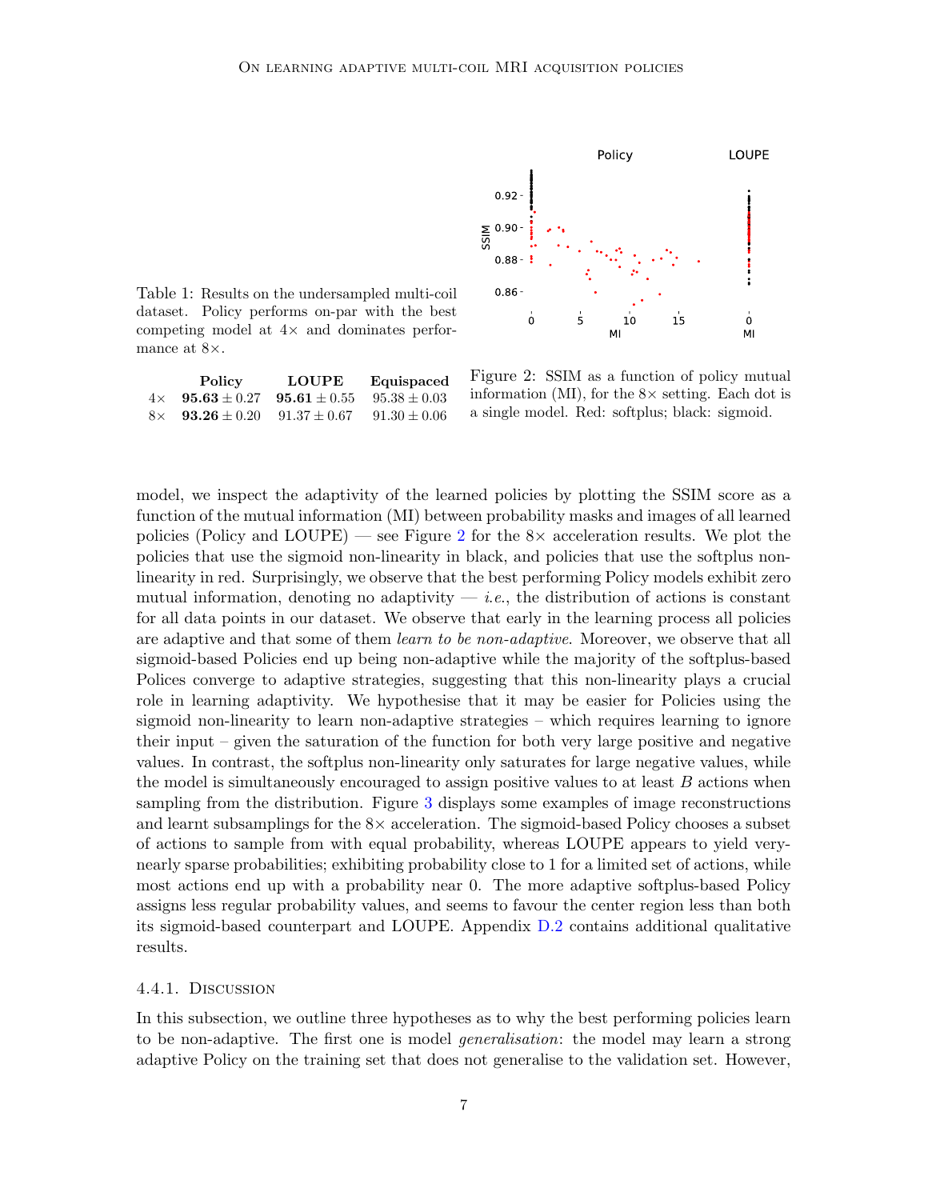Table 1: Results on the undersampled multi-coil dataset. Policy performs on-par with the best competing model at 4× and dominates performance at 8×.

| | Policy | LOUPE | Equispaced |
|---|---|---|---|
| 4× | **95.63** ± 0.27 | **95.61** ± 0.55 | 95.38 ± 0.03 |
| 8× | **93.26** ± 0.20 | 91.37 ± 0.67 | 91.30 ± 0.06 |

Figure 2: SSIM as a function of policy mutual information (MI), for the 8× setting. Each dot is a single model. Red: softplus; black: sigmoid.

model, we inspect the adaptivity of the learned policies by plotting the SSIM score as a function of the mutual information (MI) between probability masks and images of all learned policies (Policy and LOUPE) — see Figure 2 for the 8× acceleration results. We plot the policies that use the sigmoid non-linearity in black, and policies that use the softplus non-linearity in red. Surprisingly, we observe that the best performing Policy models exhibit zero mutual information, denoting no adaptivity — *i.e.*, the distribution of actions is constant for all data points in our dataset. We observe that early in the learning process all policies are adaptive and that some of them *learn to be non-adaptive*. Moreover, we observe that all sigmoid-based Policies end up being non-adaptive while the majority of the softplus-based Polices converge to adaptive strategies, suggesting that this non-linearity plays a crucial role in learning adaptivity. We hypothesise that it may be easier for Policies using the sigmoid non-linearity to learn non-adaptive strategies – which requires learning to ignore their input – given the saturation of the function for both very large positive and negative values. In contrast, the softplus non-linearity only saturates for large negative values, while the model is simultaneously encouraged to assign positive values to at least $B$ actions when sampling from the distribution. Figure 3 displays some examples of image reconstructions and learnt subsamplings for the 8× acceleration. The sigmoid-based Policy chooses a subset of actions to sample from with equal probability, whereas LOUPE appears to yield very-nearly sparse probabilities; exhibiting probability close to 1 for a limited set of actions, while most actions end up with a probability near 0. The more adaptive softplus-based Policy assigns less regular probability values, and seems to favour the center region less than both its sigmoid-based counterpart and LOUPE. Appendix D.2 contains additional qualitative results.

#### 4.4.1. Discussion

In this subsection, we outline three hypotheses as to why the best performing policies learn to be non-adaptive. The first one is model *generalisation*: the model may learn a strong adaptive Policy on the training set that does not generalise to the validation set. However,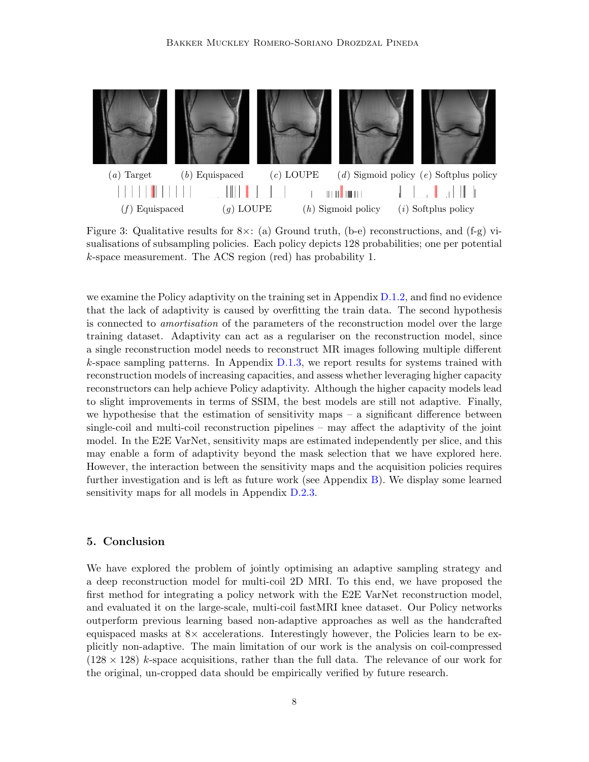(a) Target (b) Equispaced (c) LOUPE (d) Sigmoid policy (e) Softplus policy

(f) Equispaced (g) LOUPE (h) Sigmoid policy (i) Softplus policy

Figure 3: Qualitative results for 8×: (a) Ground truth, (b-e) reconstructions, and (f-g) visualisations of subsampling policies. Each policy depicts 128 probabilities; one per potential $k$-space measurement. The ACS region (red) has probability 1.

we examine the Policy adaptivity on the training set in Appendix D.1.2, and find no evidence that the lack of adaptivity is caused by overfitting the train data. The second hypothesis is connected to *amortisation* of the parameters of the reconstruction model over the large training dataset. Adaptivity can act as a regulariser on the reconstruction model, since a single reconstruction model needs to reconstruct MR images following multiple different $k$-space sampling patterns. In Appendix D.1.3, we report results for systems trained with reconstruction models of increasing capacities, and assess whether leveraging higher capacity reconstructors can help achieve Policy adaptivity. Although the higher capacity models lead to slight improvements in terms of SSIM, the best models are still not adaptive. Finally, we hypothesise that the estimation of sensitivity maps – a significant difference between single-coil and multi-coil reconstruction pipelines – may affect the adaptivity of the joint model. In the E2E VarNet, sensitivity maps are estimated independently per slice, and this may enable a form of adaptivity beyond the mask selection that we have explored here. However, the interaction between the sensitivity maps and the acquisition policies requires further investigation and is left as future work (see Appendix B). We display some learned sensitivity maps for all models in Appendix D.2.3.

## 5. Conclusion

We have explored the problem of jointly optimising an adaptive sampling strategy and a deep reconstruction model for multi-coil 2D MRI. To this end, we have proposed the first method for integrating a policy network with the E2E VarNet reconstruction model, and evaluated it on the large-scale, multi-coil fastMRI knee dataset. Our Policy networks outperform previous learning based non-adaptive approaches as well as the handcrafted equispaced masks at 8× accelerations. Interestingly however, the Policies learn to be explicitly non-adaptive. The main limitation of our work is the analysis on coil-compressed ($128 \times 128$) $k$-space acquisitions, rather than the full data. The relevance of our work for the original, un-cropped data should be empirically verified by future research.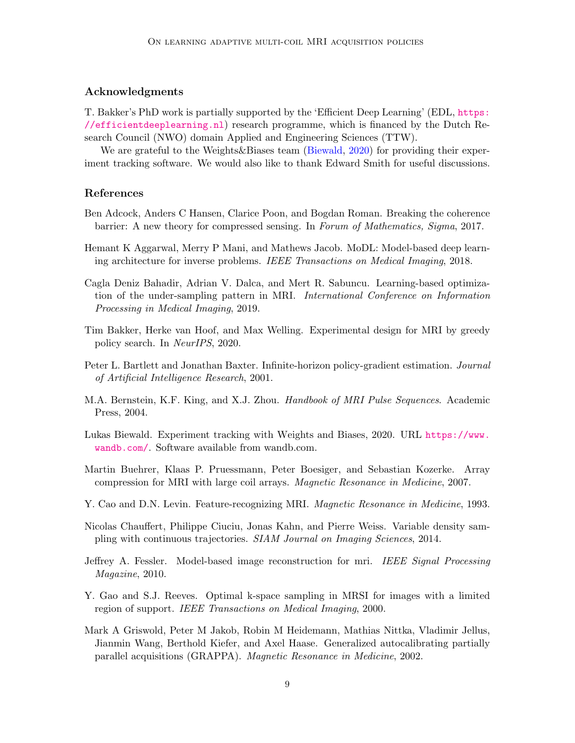## Acknowledgments

T. Bakker's PhD work is partially supported by the 'Efficient Deep Learning' (EDL, https://efficientdeeplearning.nl) research programme, which is financed by the Dutch Research Council (NWO) domain Applied and Engineering Sciences (TTW).

We are grateful to the Weights&Biases team (Biewald, 2020) for providing their experiment tracking software. We would also like to thank Edward Smith for useful discussions.

## References

Ben Adcock, Anders C Hansen, Clarice Poon, and Bogdan Roman. Breaking the coherence barrier: A new theory for compressed sensing. In *Forum of Mathematics, Sigma*, 2017.

Hemant K Aggarwal, Merry P Mani, and Mathews Jacob. MoDL: Model-based deep learning architecture for inverse problems. *IEEE Transactions on Medical Imaging*, 2018.

Cagla Deniz Bahadir, Adrian V. Dalca, and Mert R. Sabuncu. Learning-based optimization of the under-sampling pattern in MRI. *International Conference on Information Processing in Medical Imaging*, 2019.

Tim Bakker, Herke van Hoof, and Max Welling. Experimental design for MRI by greedy policy search. In *NeurIPS*, 2020.

Peter L. Bartlett and Jonathan Baxter. Infinite-horizon policy-gradient estimation. *Journal of Artificial Intelligence Research*, 2001.

M.A. Bernstein, K.F. King, and X.J. Zhou. *Handbook of MRI Pulse Sequences*. Academic Press, 2004.

Lukas Biewald. Experiment tracking with Weights and Biases, 2020. URL https://www.wandb.com/. Software available from wandb.com.

Martin Buehrer, Klaas P. Pruessmann, Peter Boesiger, and Sebastian Kozerke. Array compression for MRI with large coil arrays. *Magnetic Resonance in Medicine*, 2007.

Y. Cao and D.N. Levin. Feature-recognizing MRI. *Magnetic Resonance in Medicine*, 1993.

Nicolas Chauffert, Philippe Ciuciu, Jonas Kahn, and Pierre Weiss. Variable density sampling with continuous trajectories. *SIAM Journal on Imaging Sciences*, 2014.

Jeffrey A. Fessler. Model-based image reconstruction for mri. *IEEE Signal Processing Magazine*, 2010.

Y. Gao and S.J. Reeves. Optimal k-space sampling in MRSI for images with a limited region of support. *IEEE Transactions on Medical Imaging*, 2000.

Mark A Griswold, Peter M Jakob, Robin M Heidemann, Mathias Nittka, Vladimir Jellus, Jianmin Wang, Berthold Kiefer, and Axel Haase. Generalized autocalibrating partially parallel acquisitions (GRAPPA). *Magnetic Resonance in Medicine*, 2002.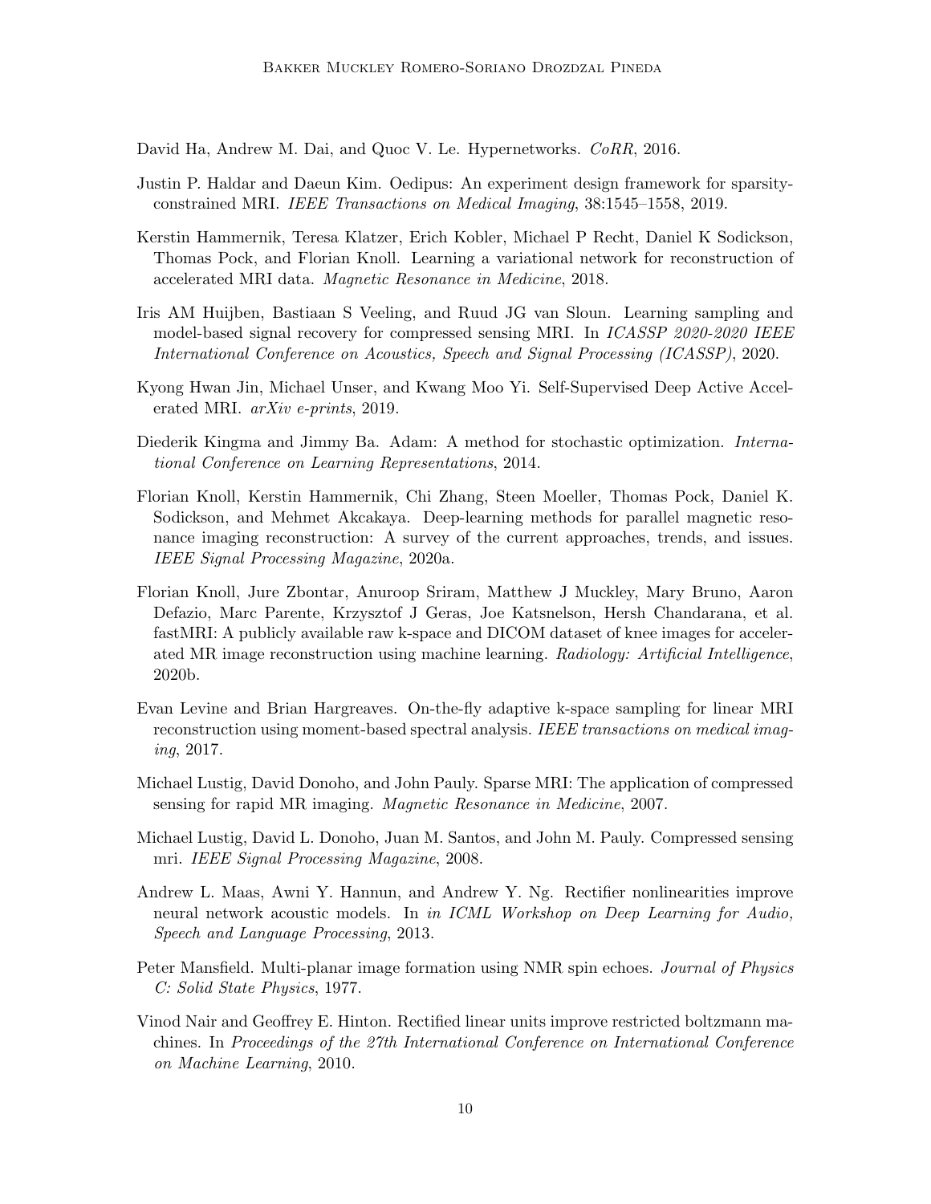David Ha, Andrew M. Dai, and Quoc V. Le. Hypernetworks. *CoRR*, 2016.

Justin P. Haldar and Daeun Kim. Oedipus: An experiment design framework for sparsity-constrained MRI. *IEEE Transactions on Medical Imaging*, 38:1545–1558, 2019.

Kerstin Hammernik, Teresa Klatzer, Erich Kobler, Michael P Recht, Daniel K Sodickson, Thomas Pock, and Florian Knoll. Learning a variational network for reconstruction of accelerated MRI data. *Magnetic Resonance in Medicine*, 2018.

Iris AM Huijben, Bastiaan S Veeling, and Ruud JG van Sloun. Learning sampling and model-based signal recovery for compressed sensing MRI. In *ICASSP 2020-2020 IEEE International Conference on Acoustics, Speech and Signal Processing (ICASSP)*, 2020.

Kyong Hwan Jin, Michael Unser, and Kwang Moo Yi. Self-Supervised Deep Active Accelerated MRI. *arXiv e-prints*, 2019.

Diederik Kingma and Jimmy Ba. Adam: A method for stochastic optimization. *International Conference on Learning Representations*, 2014.

Florian Knoll, Kerstin Hammernik, Chi Zhang, Steen Moeller, Thomas Pock, Daniel K. Sodickson, and Mehmet Akcakaya. Deep-learning methods for parallel magnetic resonance imaging reconstruction: A survey of the current approaches, trends, and issues. *IEEE Signal Processing Magazine*, 2020a.

Florian Knoll, Jure Zbontar, Anuroop Sriram, Matthew J Muckley, Mary Bruno, Aaron Defazio, Marc Parente, Krzysztof J Geras, Joe Katsnelson, Hersh Chandarana, et al. fastMRI: A publicly available raw k-space and DICOM dataset of knee images for accelerated MR image reconstruction using machine learning. *Radiology: Artificial Intelligence*, 2020b.

Evan Levine and Brian Hargreaves. On-the-fly adaptive k-space sampling for linear MRI reconstruction using moment-based spectral analysis. *IEEE transactions on medical imaging*, 2017.

Michael Lustig, David Donoho, and John Pauly. Sparse MRI: The application of compressed sensing for rapid MR imaging. *Magnetic Resonance in Medicine*, 2007.

Michael Lustig, David L. Donoho, Juan M. Santos, and John M. Pauly. Compressed sensing mri. *IEEE Signal Processing Magazine*, 2008.

Andrew L. Maas, Awni Y. Hannun, and Andrew Y. Ng. Rectifier nonlinearities improve neural network acoustic models. In *in ICML Workshop on Deep Learning for Audio, Speech and Language Processing*, 2013.

Peter Mansfield. Multi-planar image formation using NMR spin echoes. *Journal of Physics C: Solid State Physics*, 1977.

Vinod Nair and Geoffrey E. Hinton. Rectified linear units improve restricted boltzmann machines. In *Proceedings of the 27th International Conference on International Conference on Machine Learning*, 2010.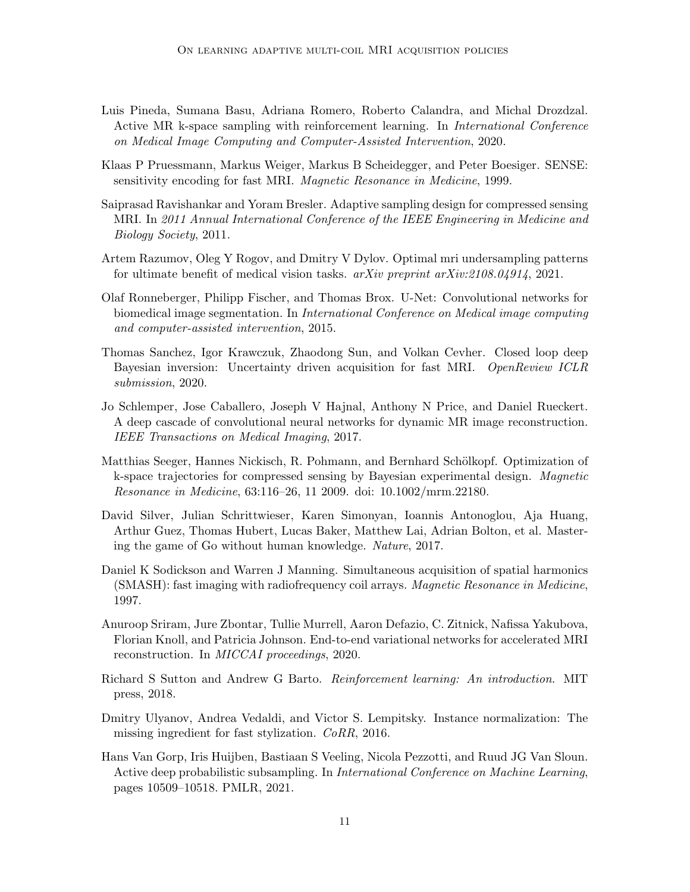Luis Pineda, Sumana Basu, Adriana Romero, Roberto Calandra, and Michal Drozdzal. Active MR k-space sampling with reinforcement learning. In *International Conference on Medical Image Computing and Computer-Assisted Intervention*, 2020.

Klaas P Pruessmann, Markus Weiger, Markus B Scheidegger, and Peter Boesiger. SENSE: sensitivity encoding for fast MRI. *Magnetic Resonance in Medicine*, 1999.

Saiprasad Ravishankar and Yoram Bresler. Adaptive sampling design for compressed sensing MRI. In *2011 Annual International Conference of the IEEE Engineering in Medicine and Biology Society*, 2011.

Artem Razumov, Oleg Y Rogov, and Dmitry V Dylov. Optimal mri undersampling patterns for ultimate benefit of medical vision tasks. *arXiv preprint arXiv:2108.04914*, 2021.

Olaf Ronneberger, Philipp Fischer, and Thomas Brox. U-Net: Convolutional networks for biomedical image segmentation. In *International Conference on Medical image computing and computer-assisted intervention*, 2015.

Thomas Sanchez, Igor Krawczuk, Zhaodong Sun, and Volkan Cevher. Closed loop deep Bayesian inversion: Uncertainty driven acquisition for fast MRI. *OpenReview ICLR submission*, 2020.

Jo Schlemper, Jose Caballero, Joseph V Hajnal, Anthony N Price, and Daniel Rueckert. A deep cascade of convolutional neural networks for dynamic MR image reconstruction. *IEEE Transactions on Medical Imaging*, 2017.

Matthias Seeger, Hannes Nickisch, R. Pohmann, and Bernhard Schölkopf. Optimization of k-space trajectories for compressed sensing by Bayesian experimental design. *Magnetic Resonance in Medicine*, 63:116–26, 11 2009. doi: 10.1002/mrm.22180.

David Silver, Julian Schrittwieser, Karen Simonyan, Ioannis Antonoglou, Aja Huang, Arthur Guez, Thomas Hubert, Lucas Baker, Matthew Lai, Adrian Bolton, et al. Mastering the game of Go without human knowledge. *Nature*, 2017.

Daniel K Sodickson and Warren J Manning. Simultaneous acquisition of spatial harmonics (SMASH): fast imaging with radiofrequency coil arrays. *Magnetic Resonance in Medicine*, 1997.

Anuroop Sriram, Jure Zbontar, Tullie Murrell, Aaron Defazio, C. Zitnick, Nafissa Yakubova, Florian Knoll, and Patricia Johnson. End-to-end variational networks for accelerated MRI reconstruction. In *MICCAI proceedings*, 2020.

Richard S Sutton and Andrew G Barto. *Reinforcement learning: An introduction*. MIT press, 2018.

Dmitry Ulyanov, Andrea Vedaldi, and Victor S. Lempitsky. Instance normalization: The missing ingredient for fast stylization. *CoRR*, 2016.

Hans Van Gorp, Iris Huijben, Bastiaan S Veeling, Nicola Pezzotti, and Ruud JG Van Sloun. Active deep probabilistic subsampling. In *International Conference on Machine Learning*, pages 10509–10518. PMLR, 2021.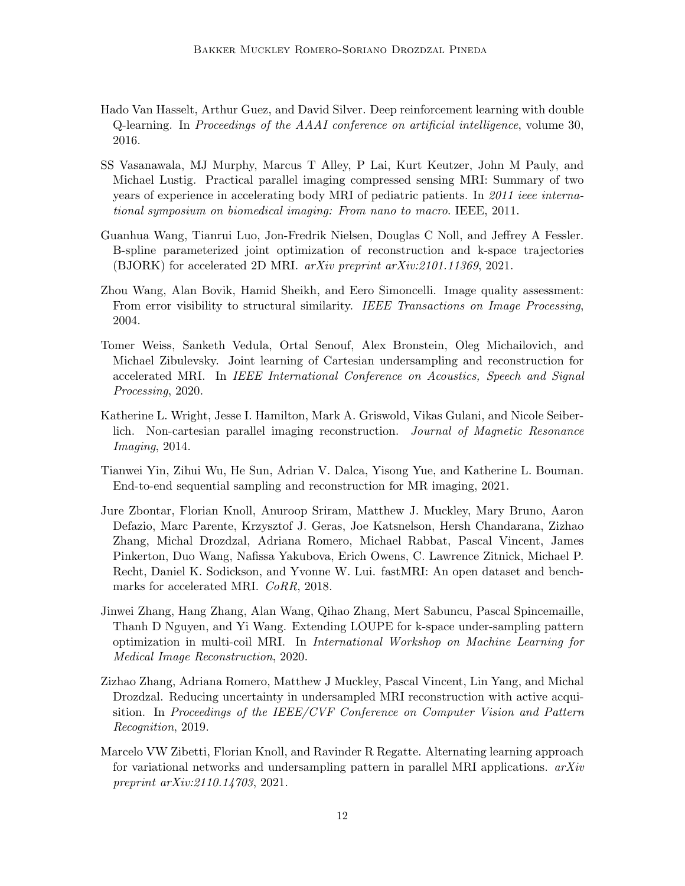Hado Van Hasselt, Arthur Guez, and David Silver. Deep reinforcement learning with double Q-learning. In *Proceedings of the AAAI conference on artificial intelligence*, volume 30, 2016.

SS Vasanawala, MJ Murphy, Marcus T Alley, P Lai, Kurt Keutzer, John M Pauly, and Michael Lustig. Practical parallel imaging compressed sensing MRI: Summary of two years of experience in accelerating body MRI of pediatric patients. In *2011 ieee international symposium on biomedical imaging: From nano to macro*. IEEE, 2011.

Guanhua Wang, Tianrui Luo, Jon-Fredrik Nielsen, Douglas C Noll, and Jeffrey A Fessler. B-spline parameterized joint optimization of reconstruction and k-space trajectories (BJORK) for accelerated 2D MRI. *arXiv preprint arXiv:2101.11369*, 2021.

Zhou Wang, Alan Bovik, Hamid Sheikh, and Eero Simoncelli. Image quality assessment: From error visibility to structural similarity. *IEEE Transactions on Image Processing*, 2004.

Tomer Weiss, Sanketh Vedula, Ortal Senouf, Alex Bronstein, Oleg Michailovich, and Michael Zibulevsky. Joint learning of Cartesian undersampling and reconstruction for accelerated MRI. In *IEEE International Conference on Acoustics, Speech and Signal Processing*, 2020.

Katherine L. Wright, Jesse I. Hamilton, Mark A. Griswold, Vikas Gulani, and Nicole Seiberlich. Non-cartesian parallel imaging reconstruction. *Journal of Magnetic Resonance Imaging*, 2014.

Tianwei Yin, Zihui Wu, He Sun, Adrian V. Dalca, Yisong Yue, and Katherine L. Bouman. End-to-end sequential sampling and reconstruction for MR imaging, 2021.

Jure Zbontar, Florian Knoll, Anuroop Sriram, Matthew J. Muckley, Mary Bruno, Aaron Defazio, Marc Parente, Krzysztof J. Geras, Joe Katsnelson, Hersh Chandarana, Zizhao Zhang, Michal Drozdzal, Adriana Romero, Michael Rabbat, Pascal Vincent, James Pinkerton, Duo Wang, Nafissa Yakubova, Erich Owens, C. Lawrence Zitnick, Michael P. Recht, Daniel K. Sodickson, and Yvonne W. Lui. fastMRI: An open dataset and benchmarks for accelerated MRI. *CoRR*, 2018.

Jinwei Zhang, Hang Zhang, Alan Wang, Qihao Zhang, Mert Sabuncu, Pascal Spincemaille, Thanh D Nguyen, and Yi Wang. Extending LOUPE for k-space under-sampling pattern optimization in multi-coil MRI. In *International Workshop on Machine Learning for Medical Image Reconstruction*, 2020.

Zizhao Zhang, Adriana Romero, Matthew J Muckley, Pascal Vincent, Lin Yang, and Michal Drozdzal. Reducing uncertainty in undersampled MRI reconstruction with active acquisition. In *Proceedings of the IEEE/CVF Conference on Computer Vision and Pattern Recognition*, 2019.

Marcelo VW Zibetti, Florian Knoll, and Ravinder R Regatte. Alternating learning approach for variational networks and undersampling pattern in parallel MRI applications. *arXiv preprint arXiv:2110.14703*, 2021.